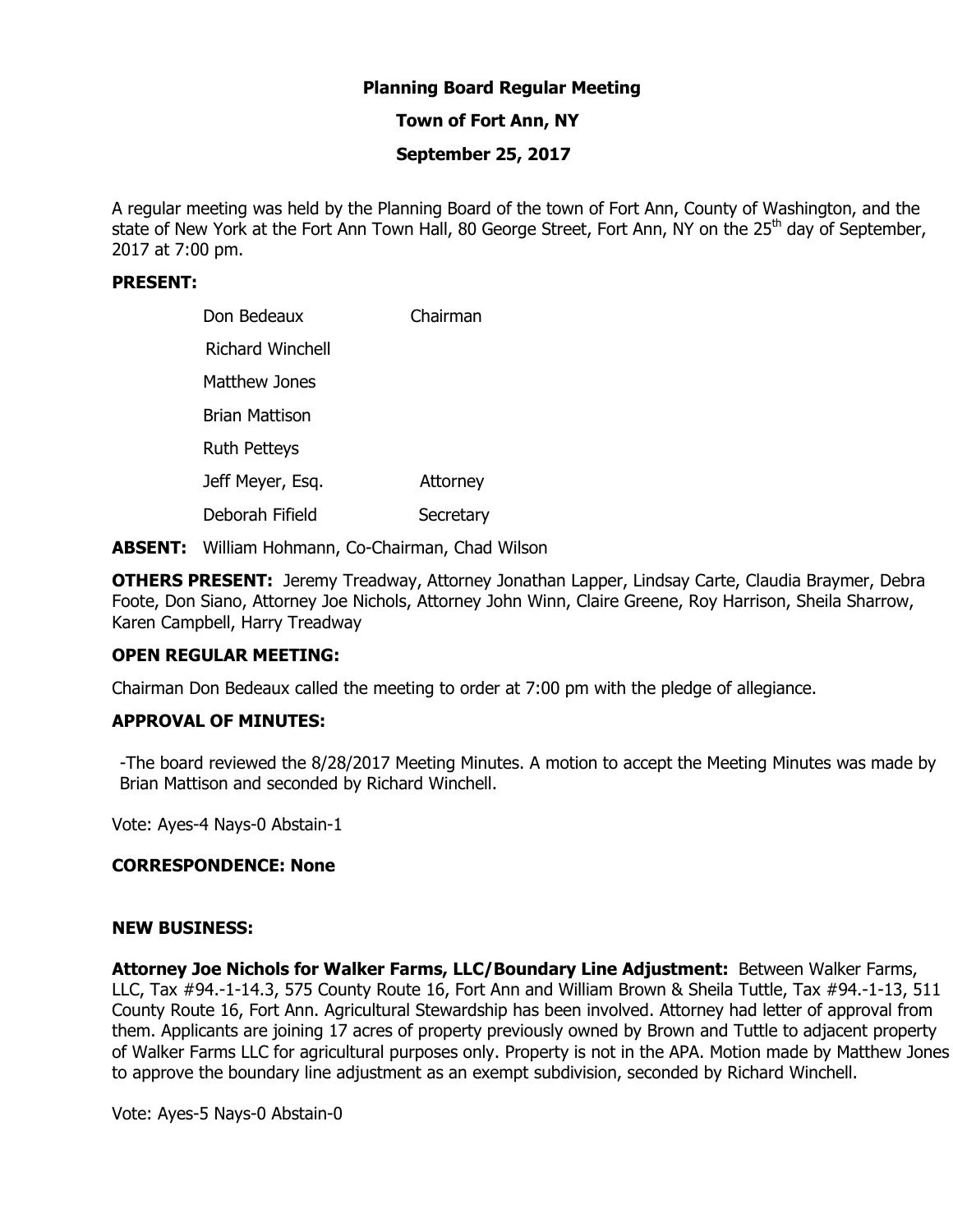**Planning Board Regular Meeting**

**Town of Fort Ann, NY**

**September 25, 2017**

A regular meeting was held by the Planning Board of the town of Fort Ann, County of Washington, and the state of New York at the Fort Ann Town Hall, 80 George Street, Fort Ann, NY on the 25th day of September, 2017 at 7:00 pm.

**PRESENT:**

| | |
|---|---|
| Don Bedeaux | Chairman |
| Richard Winchell | |
| Matthew Jones | |
| Brian Mattison | |
| Ruth Petteys | |
| Jeff Meyer, Esq. | Attorney |
| Deborah Fifield | Secretary |

**ABSENT:** William Hohmann, Co-Chairman, Chad Wilson

**OTHERS PRESENT:** Jeremy Treadway, Attorney Jonathan Lapper, Lindsay Carte, Claudia Braymer, Debra Foote, Don Siano, Attorney Joe Nichols, Attorney John Winn, Claire Greene, Roy Harrison, Sheila Sharrow, Karen Campbell, Harry Treadway

**OPEN REGULAR MEETING:**

Chairman Don Bedeaux called the meeting to order at 7:00 pm with the pledge of allegiance.

**APPROVAL OF MINUTES:**

-The board reviewed the 8/28/2017 Meeting Minutes. A motion to accept the Meeting Minutes was made by Brian Mattison and seconded by Richard Winchell.

Vote: Ayes-4 Nays-0 Abstain-1

**CORRESPONDENCE: None**

**NEW BUSINESS:**

**Attorney Joe Nichols for Walker Farms, LLC/Boundary Line Adjustment:** Between Walker Farms, LLC, Tax #94.-1-14.3, 575 County Route 16, Fort Ann and William Brown & Sheila Tuttle, Tax #94.-1-13, 511 County Route 16, Fort Ann. Agricultural Stewardship has been involved. Attorney had letter of approval from them. Applicants are joining 17 acres of property previously owned by Brown and Tuttle to adjacent property of Walker Farms LLC for agricultural purposes only. Property is not in the APA. Motion made by Matthew Jones to approve the boundary line adjustment as an exempt subdivision, seconded by Richard Winchell.

Vote: Ayes-5 Nays-0 Abstain-0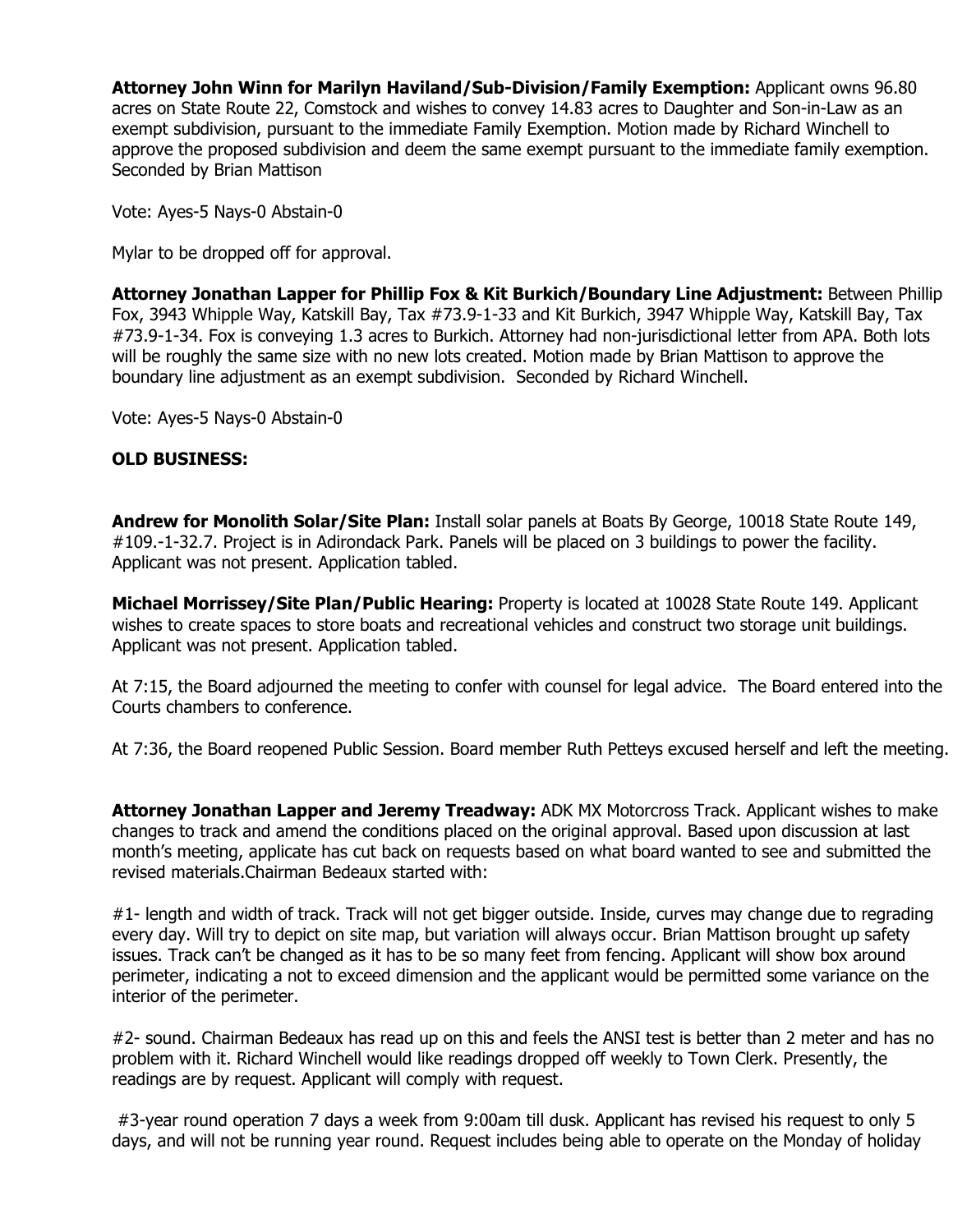**Attorney John Winn for Marilyn Haviland/Sub-Division/Family Exemption:** Applicant owns 96.80 acres on State Route 22, Comstock and wishes to convey 14.83 acres to Daughter and Son-in-Law as an exempt subdivision, pursuant to the immediate Family Exemption. Motion made by Richard Winchell to approve the proposed subdivision and deem the same exempt pursuant to the immediate family exemption. Seconded by Brian Mattison

Vote: Ayes-5 Nays-0 Abstain-0

Mylar to be dropped off for approval.

**Attorney Jonathan Lapper for Phillip Fox & Kit Burkich/Boundary Line Adjustment:** Between Phillip Fox, 3943 Whipple Way, Katskill Bay, Tax #73.9-1-33 and Kit Burkich, 3947 Whipple Way, Katskill Bay, Tax #73.9-1-34. Fox is conveying 1.3 acres to Burkich. Attorney had non-jurisdictional letter from APA. Both lots will be roughly the same size with no new lots created. Motion made by Brian Mattison to approve the boundary line adjustment as an exempt subdivision. Seconded by Richard Winchell.

Vote: Ayes-5 Nays-0 Abstain-0

**OLD BUSINESS:**

**Andrew for Monolith Solar/Site Plan:** Install solar panels at Boats By George, 10018 State Route 149, #109.-1-32.7. Project is in Adirondack Park. Panels will be placed on 3 buildings to power the facility. Applicant was not present. Application tabled.

**Michael Morrissey/Site Plan/Public Hearing:** Property is located at 10028 State Route 149. Applicant wishes to create spaces to store boats and recreational vehicles and construct two storage unit buildings. Applicant was not present. Application tabled.

At 7:15, the Board adjourned the meeting to confer with counsel for legal advice. The Board entered into the Courts chambers to conference.

At 7:36, the Board reopened Public Session. Board member Ruth Petteys excused herself and left the meeting.

**Attorney Jonathan Lapper and Jeremy Treadway:** ADK MX Motorcross Track. Applicant wishes to make changes to track and amend the conditions placed on the original approval. Based upon discussion at last month's meeting, applicate has cut back on requests based on what board wanted to see and submitted the revised materials.Chairman Bedeaux started with:

#1- length and width of track. Track will not get bigger outside. Inside, curves may change due to regrading every day. Will try to depict on site map, but variation will always occur. Brian Mattison brought up safety issues. Track can't be changed as it has to be so many feet from fencing. Applicant will show box around perimeter, indicating a not to exceed dimension and the applicant would be permitted some variance on the interior of the perimeter.

#2- sound. Chairman Bedeaux has read up on this and feels the ANSI test is better than 2 meter and has no problem with it. Richard Winchell would like readings dropped off weekly to Town Clerk. Presently, the readings are by request. Applicant will comply with request.

#3-year round operation 7 days a week from 9:00am till dusk. Applicant has revised his request to only 5 days, and will not be running year round. Request includes being able to operate on the Monday of holiday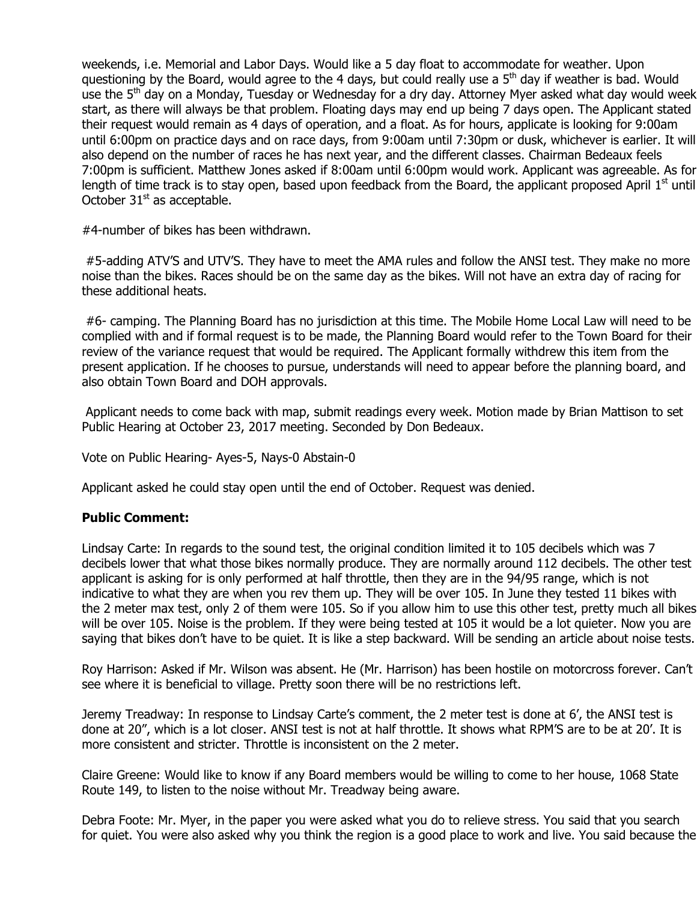weekends, i.e. Memorial and Labor Days. Would like a 5 day float to accommodate for weather. Upon questioning by the Board, would agree to the 4 days, but could really use a 5th day if weather is bad. Would use the 5th day on a Monday, Tuesday or Wednesday for a dry day. Attorney Myer asked what day would week start, as there will always be that problem. Floating days may end up being 7 days open. The Applicant stated their request would remain as 4 days of operation, and a float. As for hours, applicate is looking for 9:00am until 6:00pm on practice days and on race days, from 9:00am until 7:30pm or dusk, whichever is earlier. It will also depend on the number of races he has next year, and the different classes. Chairman Bedeaux feels 7:00pm is sufficient. Matthew Jones asked if 8:00am until 6:00pm would work. Applicant was agreeable. As for length of time track is to stay open, based upon feedback from the Board, the applicant proposed April 1st until October 31st as acceptable.

#4-number of bikes has been withdrawn.

#5-adding ATV'S and UTV'S. They have to meet the AMA rules and follow the ANSI test. They make no more noise than the bikes. Races should be on the same day as the bikes. Will not have an extra day of racing for these additional heats.

#6- camping. The Planning Board has no jurisdiction at this time. The Mobile Home Local Law will need to be complied with and if formal request is to be made, the Planning Board would refer to the Town Board for their review of the variance request that would be required. The Applicant formally withdrew this item from the present application. If he chooses to pursue, understands will need to appear before the planning board, and also obtain Town Board and DOH approvals.

Applicant needs to come back with map, submit readings every week. Motion made by Brian Mattison to set Public Hearing at October 23, 2017 meeting. Seconded by Don Bedeaux.

Vote on Public Hearing- Ayes-5, Nays-0 Abstain-0

Applicant asked he could stay open until the end of October. Request was denied.

**Public Comment:**

Lindsay Carte: In regards to the sound test, the original condition limited it to 105 decibels which was 7 decibels lower that what those bikes normally produce. They are normally around 112 decibels. The other test applicant is asking for is only performed at half throttle, then they are in the 94/95 range, which is not indicative to what they are when you rev them up. They will be over 105. In June they tested 11 bikes with the 2 meter max test, only 2 of them were 105. So if you allow him to use this other test, pretty much all bikes will be over 105. Noise is the problem. If they were being tested at 105 it would be a lot quieter. Now you are saying that bikes don't have to be quiet. It is like a step backward. Will be sending an article about noise tests.

Roy Harrison: Asked if Mr. Wilson was absent. He (Mr. Harrison) has been hostile on motorcross forever. Can't see where it is beneficial to village. Pretty soon there will be no restrictions left.

Jeremy Treadway: In response to Lindsay Carte's comment, the 2 meter test is done at 6', the ANSI test is done at 20", which is a lot closer. ANSI test is not at half throttle. It shows what RPM'S are to be at 20'. It is more consistent and stricter. Throttle is inconsistent on the 2 meter.

Claire Greene: Would like to know if any Board members would be willing to come to her house, 1068 State Route 149, to listen to the noise without Mr. Treadway being aware.

Debra Foote: Mr. Myer, in the paper you were asked what you do to relieve stress. You said that you search for quiet. You were also asked why you think the region is a good place to work and live. You said because the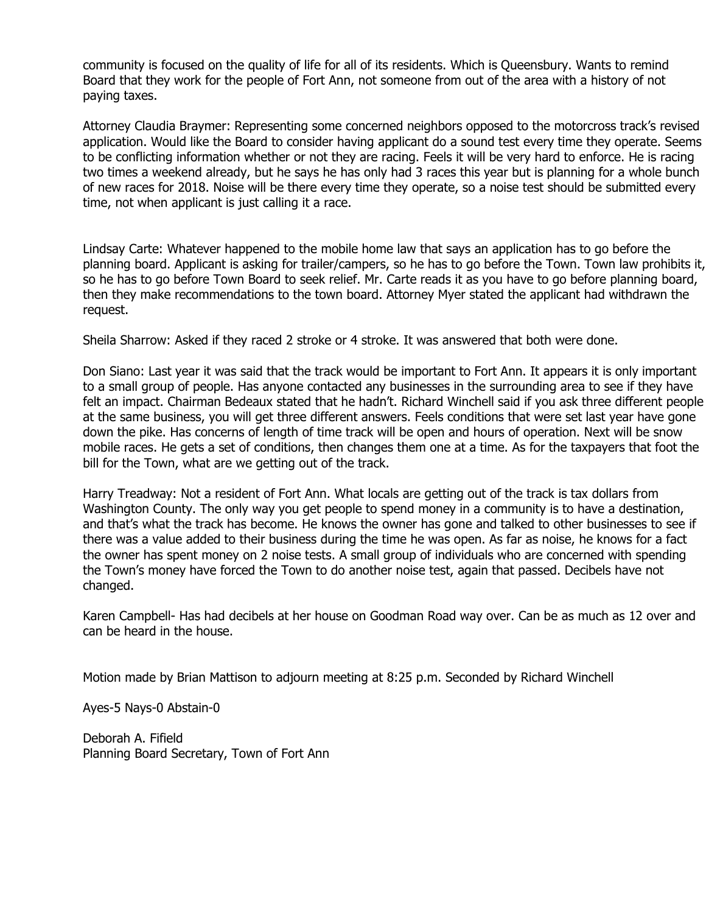community is focused on the quality of life for all of its residents. Which is Queensbury. Wants to remind Board that they work for the people of Fort Ann, not someone from out of the area with a history of not paying taxes.

Attorney Claudia Braymer: Representing some concerned neighbors opposed to the motorcross track's revised application. Would like the Board to consider having applicant do a sound test every time they operate. Seems to be conflicting information whether or not they are racing. Feels it will be very hard to enforce. He is racing two times a weekend already, but he says he has only had 3 races this year but is planning for a whole bunch of new races for 2018. Noise will be there every time they operate, so a noise test should be submitted every time, not when applicant is just calling it a race.

Lindsay Carte: Whatever happened to the mobile home law that says an application has to go before the planning board. Applicant is asking for trailer/campers, so he has to go before the Town. Town law prohibits it, so he has to go before Town Board to seek relief. Mr. Carte reads it as you have to go before planning board, then they make recommendations to the town board. Attorney Myer stated the applicant had withdrawn the request.

Sheila Sharrow: Asked if they raced 2 stroke or 4 stroke. It was answered that both were done.

Don Siano: Last year it was said that the track would be important to Fort Ann. It appears it is only important to a small group of people. Has anyone contacted any businesses in the surrounding area to see if they have felt an impact. Chairman Bedeaux stated that he hadn't. Richard Winchell said if you ask three different people at the same business, you will get three different answers. Feels conditions that were set last year have gone down the pike. Has concerns of length of time track will be open and hours of operation. Next will be snow mobile races. He gets a set of conditions, then changes them one at a time. As for the taxpayers that foot the bill for the Town, what are we getting out of the track.

Harry Treadway: Not a resident of Fort Ann. What locals are getting out of the track is tax dollars from Washington County. The only way you get people to spend money in a community is to have a destination, and that's what the track has become. He knows the owner has gone and talked to other businesses to see if there was a value added to their business during the time he was open. As far as noise, he knows for a fact the owner has spent money on 2 noise tests. A small group of individuals who are concerned with spending the Town's money have forced the Town to do another noise test, again that passed. Decibels have not changed.

Karen Campbell- Has had decibels at her house on Goodman Road way over. Can be as much as 12 over and can be heard in the house.

Motion made by Brian Mattison to adjourn meeting at 8:25 p.m. Seconded by Richard Winchell

Ayes-5 Nays-0 Abstain-0

Deborah A. Fifield
Planning Board Secretary, Town of Fort Ann